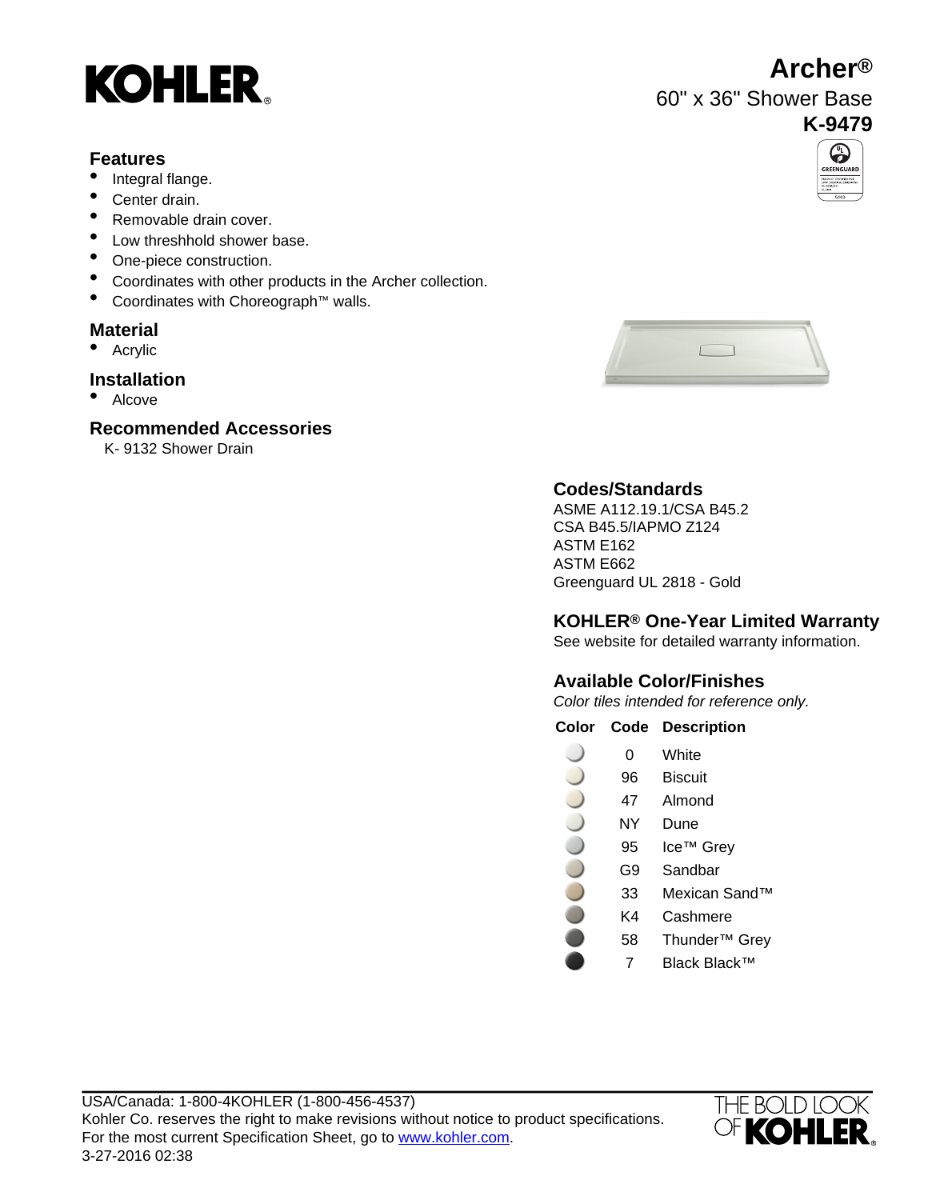# Archer®

60" x 36" Shower Base

**K-9479**

## Features

- Integral flange.
- Center drain.
- Removable drain cover.
- Low threshhold shower base.
- One-piece construction.
- Coordinates with other products in the Archer collection.
- Coordinates with Choreograph™ walls.

## Material

- Acrylic

## Installation

- Alcove

## Recommended Accessories

K- 9132 Shower Drain

## Codes/Standards

ASME A112.19.1/CSA B45.2
CSA B45.5/IAPMO Z124
ASTM E162
ASTM E662
Greenguard UL 2818 - Gold

## KOHLER® One-Year Limited Warranty

See website for detailed warranty information.

## Available Color/Finishes

*Color tiles intended for reference only.*

| Color | Code | Description |
|---|---|---|
| | 0 | White |
| | 96 | Biscuit |
| | 47 | Almond |
| | NY | Dune |
| | 95 | Ice™ Grey |
| | G9 | Sandbar |
| | 33 | Mexican Sand™ |
| | K4 | Cashmere |
| | 58 | Thunder™ Grey |
| | 7 | Black Black™ |

USA/Canada: 1-800-4KOHLER (1-800-456-4537)
Kohler Co. reserves the right to make revisions without notice to product specifications.
For the most current Specification Sheet, go to www.kohler.com.
3-27-2016 02:38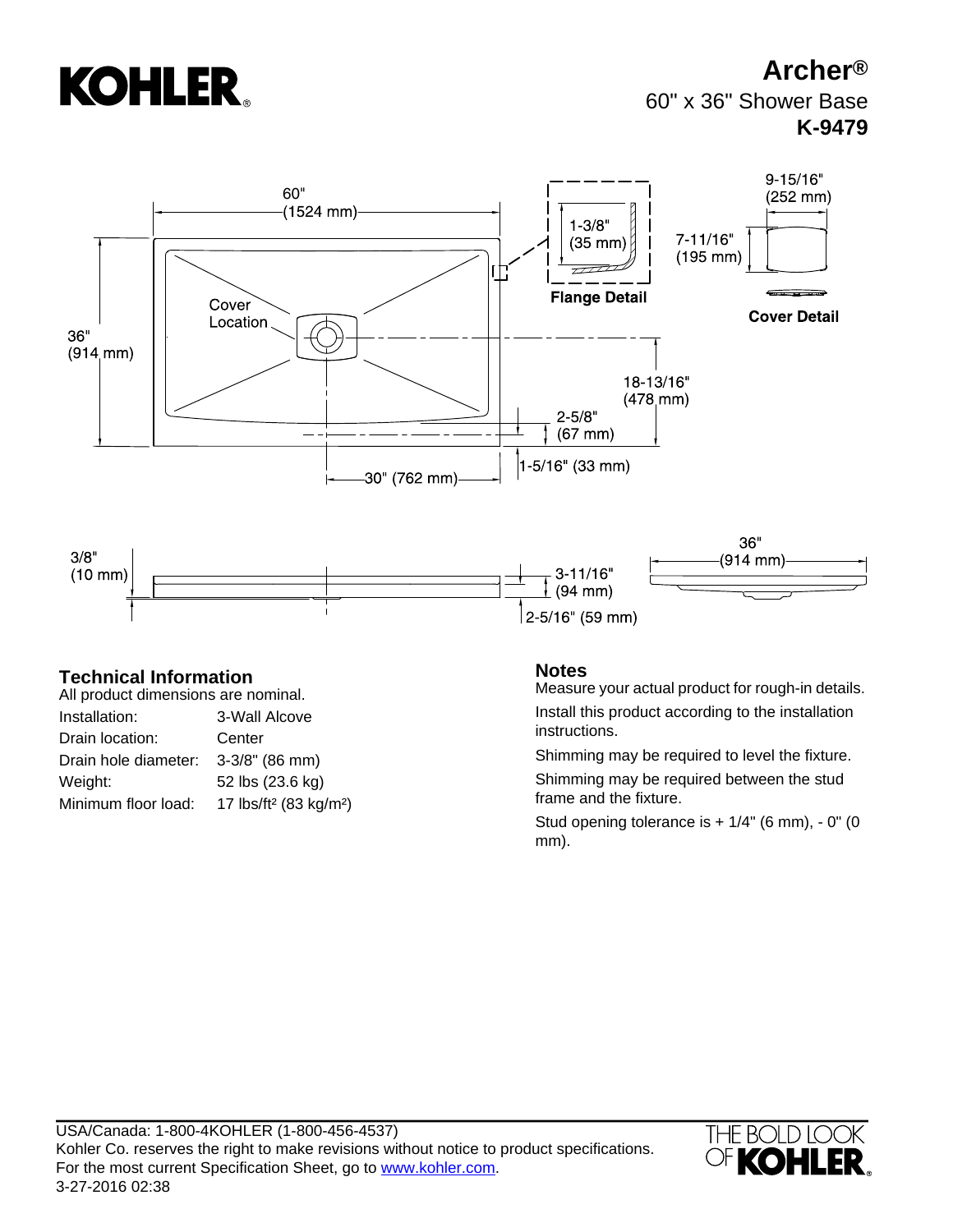# KOHLER

# Archer®

60" x 36" Shower Base

**K-9479**

60"
(1524 mm)

1-3/8"
(35 mm)

**Flange Detail**

9-15/16"
(252 mm)

7-11/16"
(195 mm)

**Cover Detail**

Cover
Location

36"
(914 mm)

18-13/16"
(478 mm)

2-5/8"
(67 mm)

1-5/16" (33 mm)

30" (762 mm)

3/8"
(10 mm)

3-11/16"
(94 mm)

2-5/16" (59 mm)

36"
(914 mm)

## Technical Information

All product dimensions are nominal.

| | |
|---|---|
| Installation: | 3-Wall Alcove |
| Drain location: | Center |
| Drain hole diameter: | 3-3/8" (86 mm) |
| Weight: | 52 lbs (23.6 kg) |
| Minimum floor load: | 17 lbs/ft² (83 kg/m²) |

## Notes

Measure your actual product for rough-in details.

Install this product according to the installation instructions.

Shimming may be required to level the fixture.

Shimming may be required between the stud frame and the fixture.

Stud opening tolerance is + 1/4" (6 mm), - 0" (0 mm).

USA/Canada: 1-800-4KOHLER (1-800-456-4537)
Kohler Co. reserves the right to make revisions without notice to product specifications.
For the most current Specification Sheet, go to www.kohler.com.
3-27-2016 02:38

THE BOLD LOOK OF KOHLER.